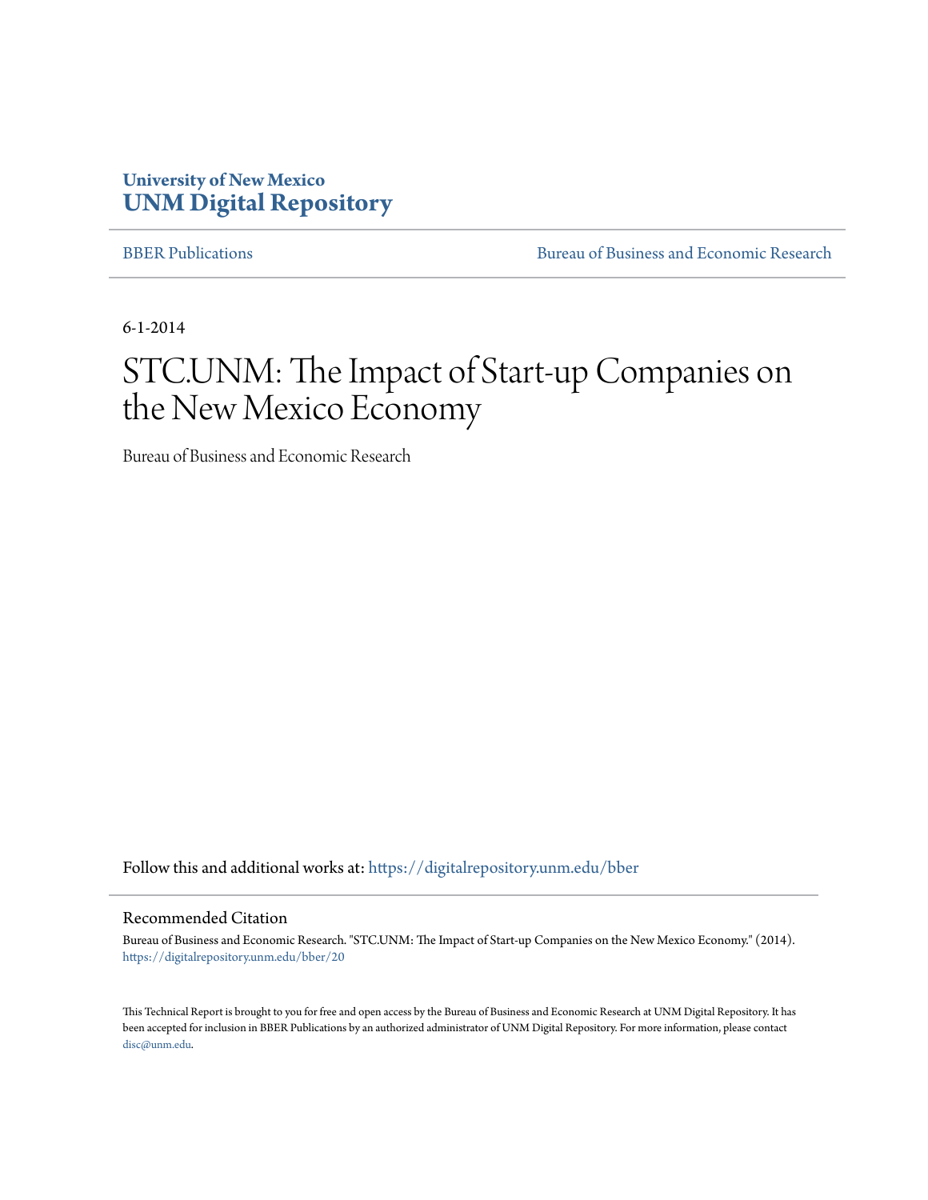University of New Mexico
**UNM Digital Repository**

BBER Publications

Bureau of Business and Economic Research

6-1-2014

# STC.UNM: The Impact of Start-up Companies on the New Mexico Economy

Bureau of Business and Economic Research

Follow this and additional works at: https://digitalrepository.unm.edu/bber

## Recommended Citation

Bureau of Business and Economic Research. "STC.UNM: The Impact of Start-up Companies on the New Mexico Economy." (2014). https://digitalrepository.unm.edu/bber/20

This Technical Report is brought to you for free and open access by the Bureau of Business and Economic Research at UNM Digital Repository. It has been accepted for inclusion in BBER Publications by an authorized administrator of UNM Digital Repository. For more information, please contact disc@unm.edu.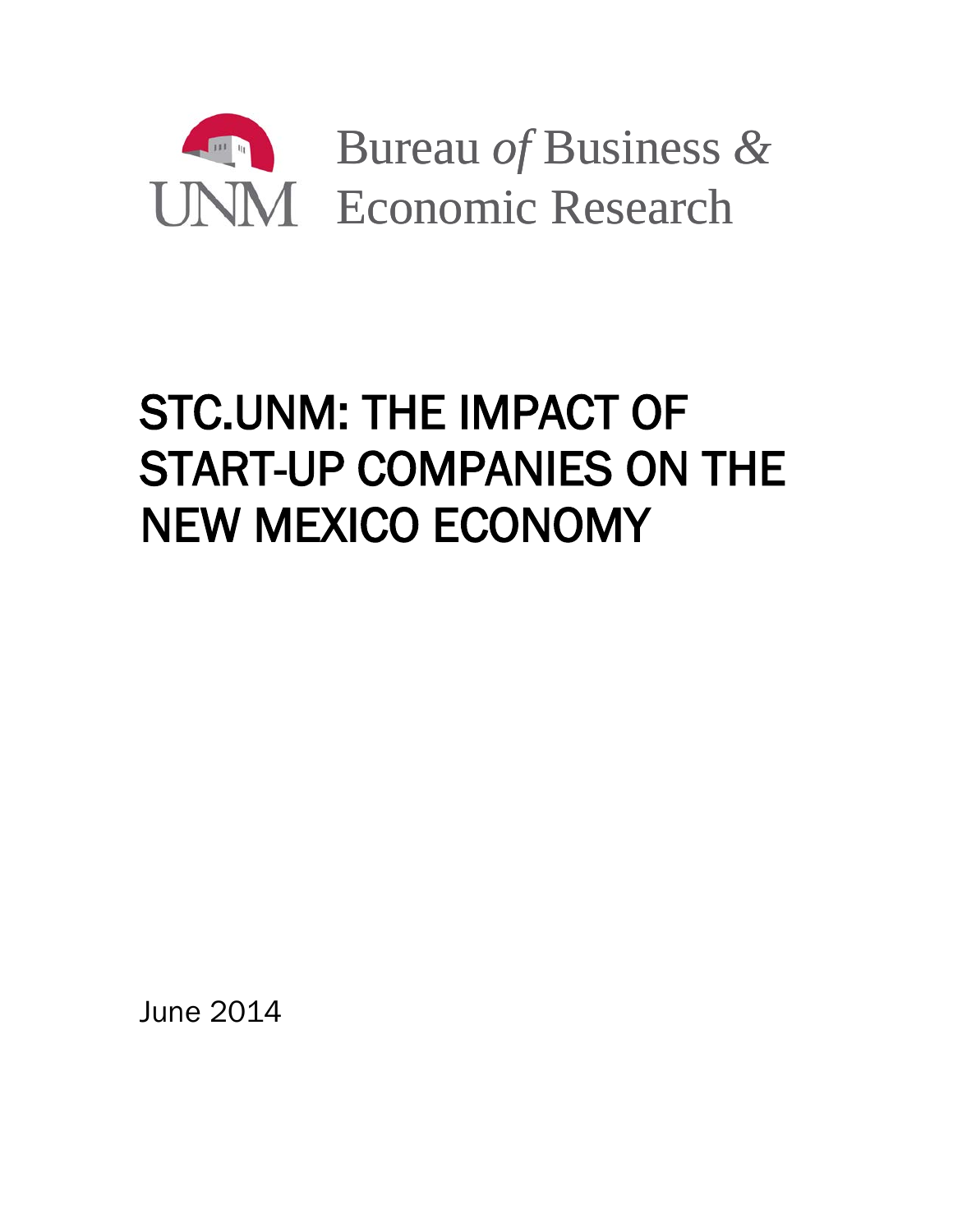Bureau *of* Business & Economic Research

# STC.UNM: THE IMPACT OF START-UP COMPANIES ON THE NEW MEXICO ECONOMY

June 2014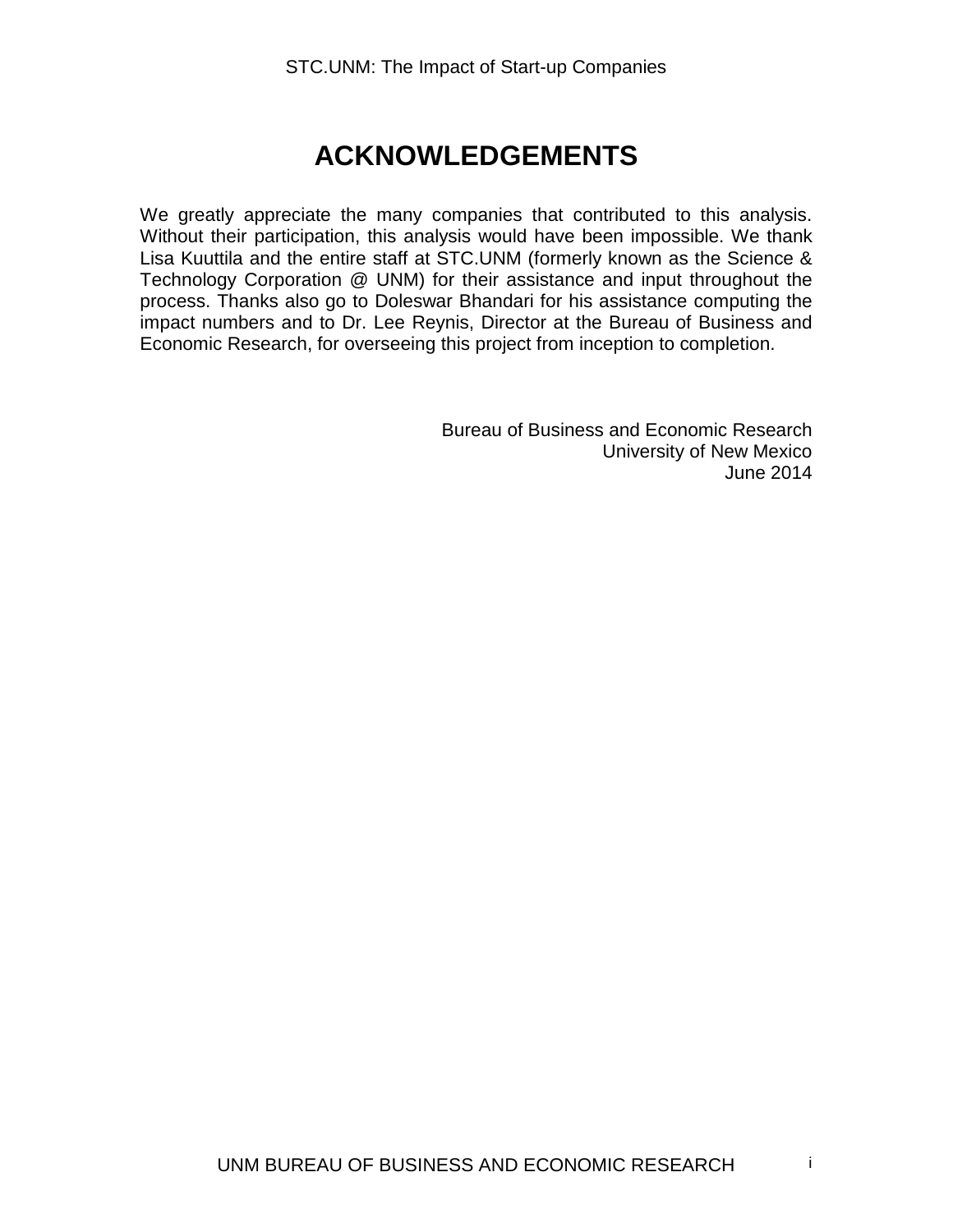# ACKNOWLEDGEMENTS

We greatly appreciate the many companies that contributed to this analysis. Without their participation, this analysis would have been impossible. We thank Lisa Kuuttila and the entire staff at STC.UNM (formerly known as the Science & Technology Corporation @ UNM) for their assistance and input throughout the process. Thanks also go to Doleswar Bhandari for his assistance computing the impact numbers and to Dr. Lee Reynis, Director at the Bureau of Business and Economic Research, for overseeing this project from inception to completion.

Bureau of Business and Economic Research  
University of New Mexico  
June 2014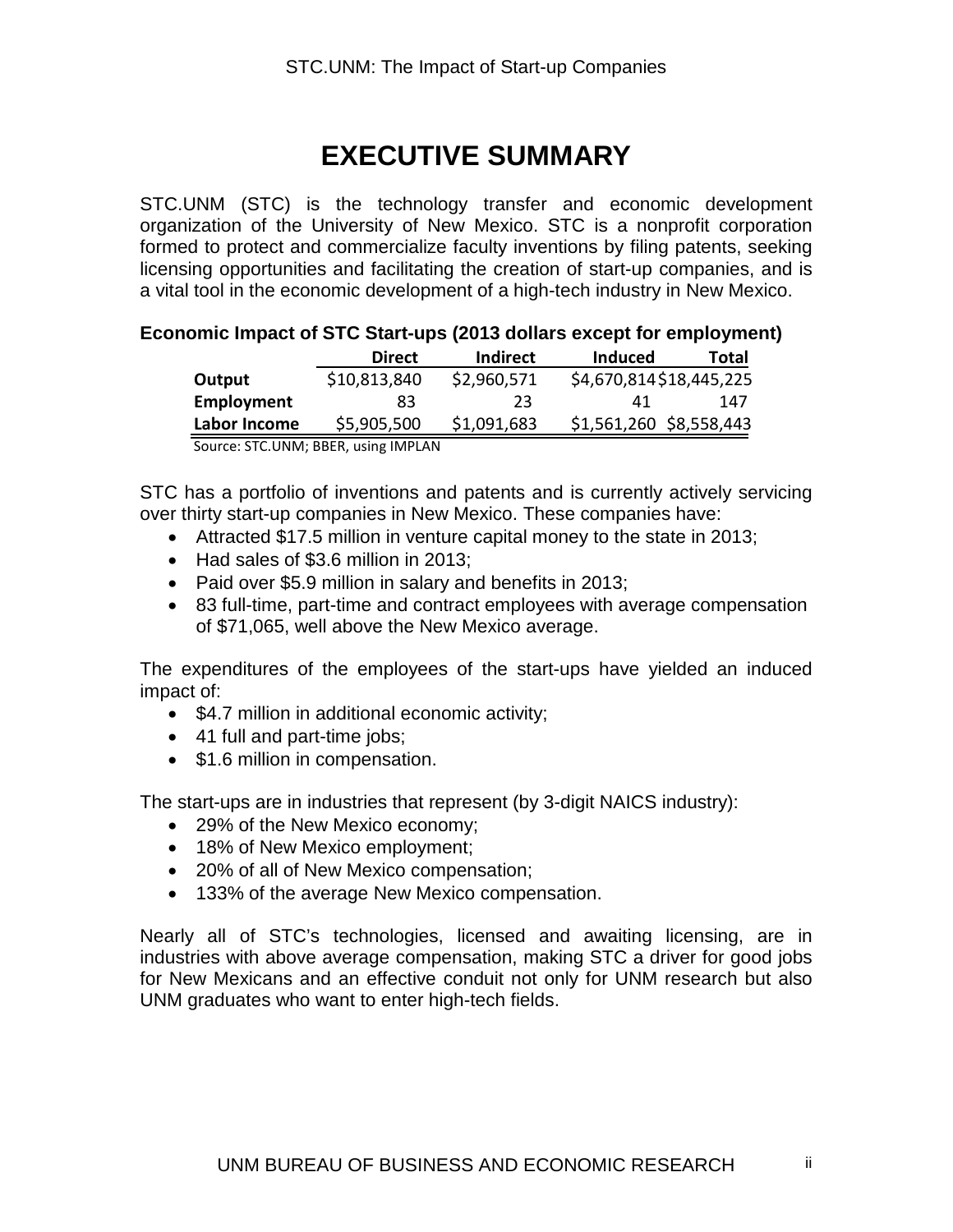# EXECUTIVE SUMMARY

STC.UNM (STC) is the technology transfer and economic development organization of the University of New Mexico. STC is a nonprofit corporation formed to protect and commercialize faculty inventions by filing patents, seeking licensing opportunities and facilitating the creation of start-up companies, and is a vital tool in the economic development of a high-tech industry in New Mexico.

**Economic Impact of STC Start-ups (2013 dollars except for employment)**

| | Direct | Indirect | Induced | Total |
|---|---|---|---|---|
| **Output** | $10,813,840 | $2,960,571 | $4,670,814 | $18,445,225 |
| **Employment** | 83 | 23 | 41 | 147 |
| **Labor Income** | $5,905,500 | $1,091,683 | $1,561,260 | $8,558,443 |

Source: STC.UNM; BBER, using IMPLAN

STC has a portfolio of inventions and patents and is currently actively servicing over thirty start-up companies in New Mexico. These companies have:

- Attracted $17.5 million in venture capital money to the state in 2013;
- Had sales of $3.6 million in 2013;
- Paid over $5.9 million in salary and benefits in 2013;
- 83 full-time, part-time and contract employees with average compensation of $71,065, well above the New Mexico average.

The expenditures of the employees of the start-ups have yielded an induced impact of:

- $4.7 million in additional economic activity;
- 41 full and part-time jobs;
- $1.6 million in compensation.

The start-ups are in industries that represent (by 3-digit NAICS industry):

- 29% of the New Mexico economy;
- 18% of New Mexico employment;
- 20% of all of New Mexico compensation;
- 133% of the average New Mexico compensation.

Nearly all of STC's technologies, licensed and awaiting licensing, are in industries with above average compensation, making STC a driver for good jobs for New Mexicans and an effective conduit not only for UNM research but also UNM graduates who want to enter high-tech fields.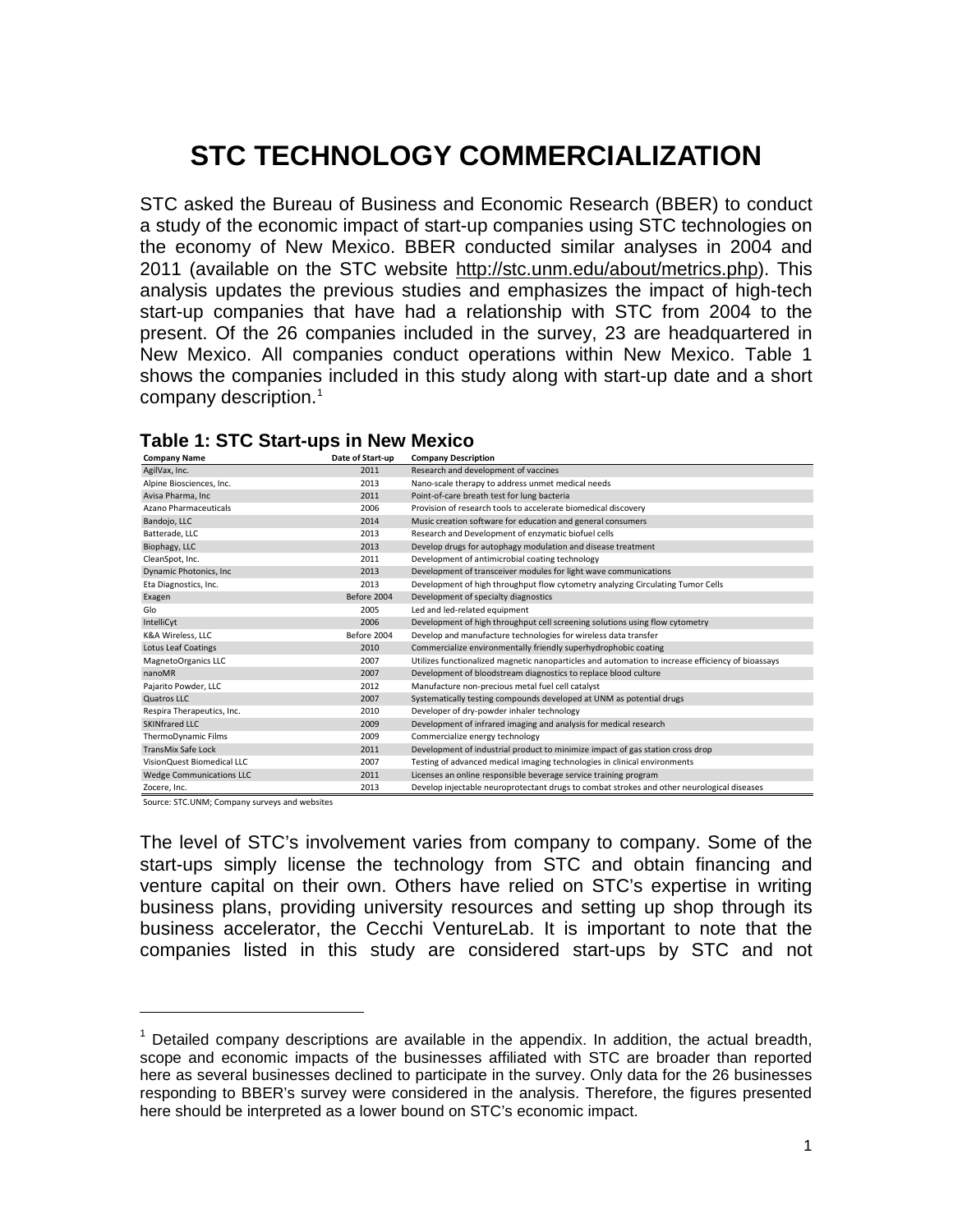# STC TECHNOLOGY COMMERCIALIZATION

STC asked the Bureau of Business and Economic Research (BBER) to conduct a study of the economic impact of start-up companies using STC technologies on the economy of New Mexico. BBER conducted similar analyses in 2004 and 2011 (available on the STC website http://stc.unm.edu/about/metrics.php). This analysis updates the previous studies and emphasizes the impact of high-tech start-up companies that have had a relationship with STC from 2004 to the present. Of the 26 companies included in the survey, 23 are headquartered in New Mexico. All companies conduct operations within New Mexico. Table 1 shows the companies included in this study along with start-up date and a short company description.[1]

**Table 1: STC Start-ups in New Mexico**

| Company Name | Date of Start-up | Company Description |
|---|---|---|
| AgilVax, Inc. | 2011 | Research and development of vaccines |
| Alpine Biosciences, Inc. | 2013 | Nano-scale therapy to address unmet medical needs |
| Avisa Pharma, Inc | 2011 | Point-of-care breath test for lung bacteria |
| Azano Pharmaceuticals | 2006 | Provision of research tools to accelerate biomedical discovery |
| Bandojo, LLC | 2014 | Music creation software for education and general consumers |
| Batterade, LLC | 2013 | Research and Development of enzymatic biofuel cells |
| Biophagy, LLC | 2013 | Develop drugs for autophagy modulation and disease treatment |
| CleanSpot, Inc. | 2011 | Development of antimicrobial coating technology |
| Dynamic Photonics, Inc | 2013 | Development of transceiver modules for light wave communications |
| Eta Diagnostics, Inc. | 2013 | Development of high throughput flow cytometry analyzing Circulating Tumor Cells |
| Exagen | Before 2004 | Development of specialty diagnostics |
| Glo | 2005 | Led and led-related equipment |
| IntelliCyt | 2006 | Development of high throughput cell screening solutions using flow cytometry |
| K&A Wireless, LLC | Before 2004 | Develop and manufacture technologies for wireless data transfer |
| Lotus Leaf Coatings | 2010 | Commercialize environmentally friendly superhydrophobic coating |
| MagnetoOrganics LLC | 2007 | Utilizes functionalized magnetic nanoparticles and automation to increase efficiency of bioassays |
| nanoMR | 2007 | Development of bloodstream diagnostics to replace blood culture |
| Pajarito Powder, LLC | 2012 | Manufacture non-precious metal fuel cell catalyst |
| Quatros LLC | 2007 | Systematically testing compounds developed at UNM as potential drugs |
| Respira Therapeutics, Inc. | 2010 | Developer of dry-powder inhaler technology |
| SKINfrared LLC | 2009 | Development of infrared imaging and analysis for medical research |
| ThermoDynamic Films | 2009 | Commercialize energy technology |
| TransMix Safe Lock | 2011 | Development of industrial product to minimize impact of gas station cross drop |
| VisionQuest Biomedical LLC | 2007 | Testing of advanced medical imaging technologies in clinical environments |
| Wedge Communications LLC | 2011 | Licenses an online responsible beverage service training program |
| Zocere, Inc. | 2013 | Develop injectable neuroprotectant drugs to combat strokes and other neurological diseases |

Source: STC.UNM; Company surveys and websites

The level of STC's involvement varies from company to company. Some of the start-ups simply license the technology from STC and obtain financing and venture capital on their own. Others have relied on STC's expertise in writing business plans, providing university resources and setting up shop through its business accelerator, the Cecchi VentureLab. It is important to note that the companies listed in this study are considered start-ups by STC and not

[1] Detailed company descriptions are available in the appendix. In addition, the actual breadth, scope and economic impacts of the businesses affiliated with STC are broader than reported here as several businesses declined to participate in the survey. Only data for the 26 businesses responding to BBER's survey were considered in the analysis. Therefore, the figures presented here should be interpreted as a lower bound on STC's economic impact.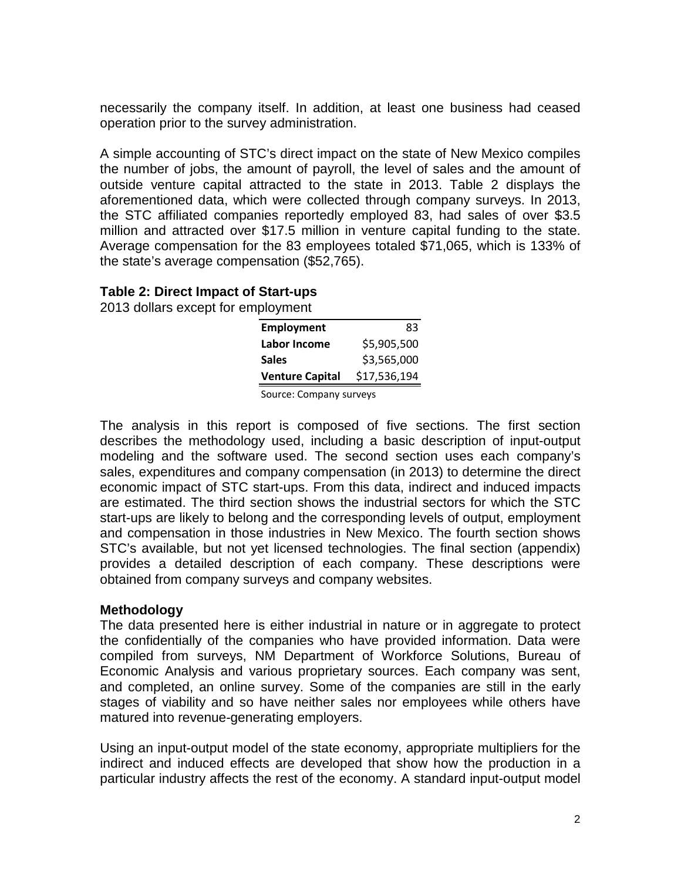necessarily the company itself. In addition, at least one business had ceased operation prior to the survey administration.

A simple accounting of STC's direct impact on the state of New Mexico compiles the number of jobs, the amount of payroll, the level of sales and the amount of outside venture capital attracted to the state in 2013. Table 2 displays the aforementioned data, which were collected through company surveys. In 2013, the STC affiliated companies reportedly employed 83, had sales of over $3.5 million and attracted over $17.5 million in venture capital funding to the state. Average compensation for the 83 employees totaled $71,065, which is 133% of the state's average compensation ($52,765).

**Table 2: Direct Impact of Start-ups**

2013 dollars except for employment

| | |
|---|---|
| **Employment** | 83 |
| **Labor Income** | $5,905,500 |
| **Sales** | $3,565,000 |
| **Venture Capital** | $17,536,194 |

Source: Company surveys

The analysis in this report is composed of five sections. The first section describes the methodology used, including a basic description of input-output modeling and the software used. The second section uses each company's sales, expenditures and company compensation (in 2013) to determine the direct economic impact of STC start-ups. From this data, indirect and induced impacts are estimated. The third section shows the industrial sectors for which the STC start-ups are likely to belong and the corresponding levels of output, employment and compensation in those industries in New Mexico. The fourth section shows STC's available, but not yet licensed technologies. The final section (appendix) provides a detailed description of each company. These descriptions were obtained from company surveys and company websites.

### Methodology

The data presented here is either industrial in nature or in aggregate to protect the confidentially of the companies who have provided information. Data were compiled from surveys, NM Department of Workforce Solutions, Bureau of Economic Analysis and various proprietary sources. Each company was sent, and completed, an online survey. Some of the companies are still in the early stages of viability and so have neither sales nor employees while others have matured into revenue-generating employers.

Using an input-output model of the state economy, appropriate multipliers for the indirect and induced effects are developed that show how the production in a particular industry affects the rest of the economy. A standard input-output model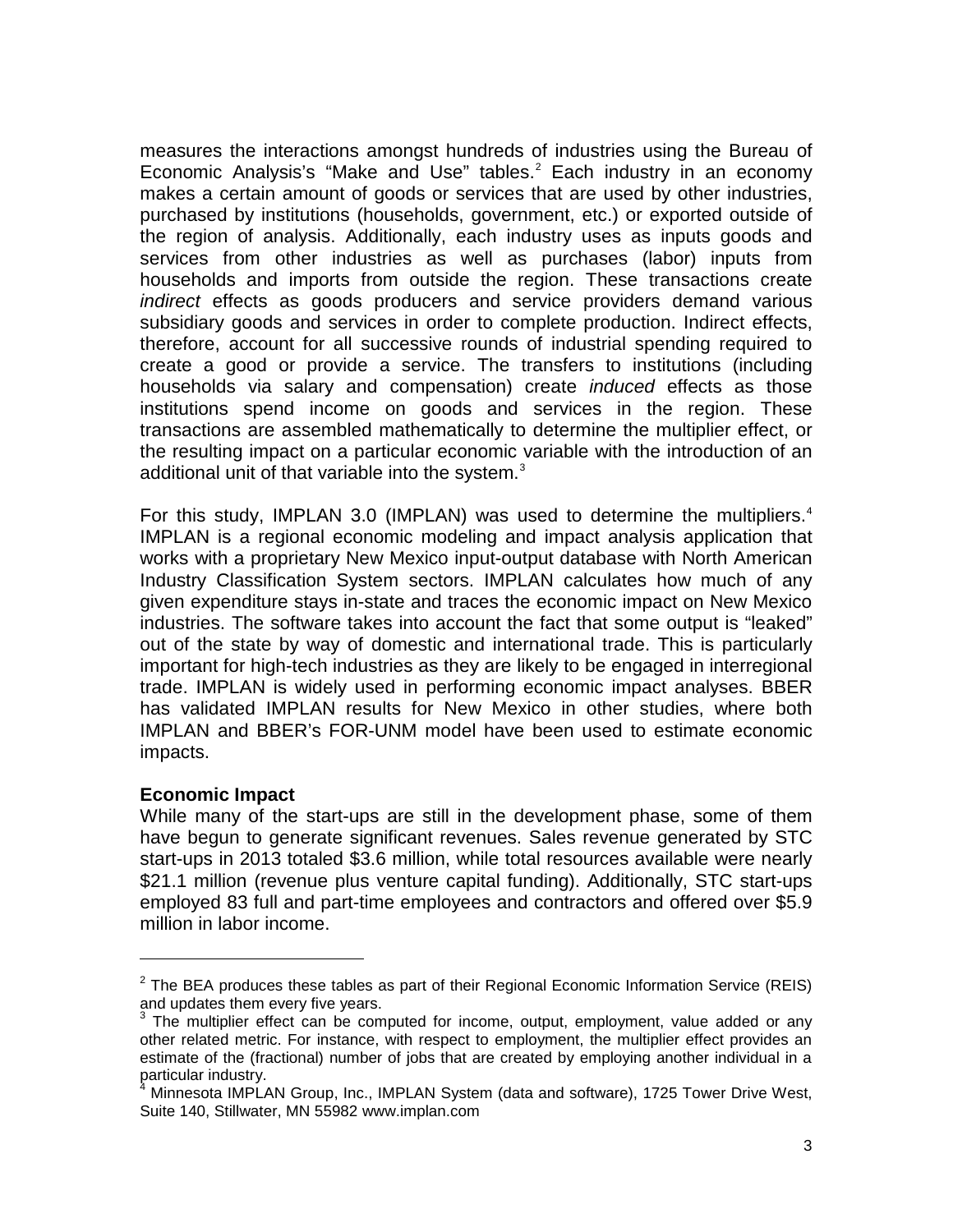measures the interactions amongst hundreds of industries using the Bureau of Economic Analysis's "Make and Use" tables.[2] Each industry in an economy makes a certain amount of goods or services that are used by other industries, purchased by institutions (households, government, etc.) or exported outside of the region of analysis. Additionally, each industry uses as inputs goods and services from other industries as well as purchases (labor) inputs from households and imports from outside the region. These transactions create *indirect* effects as goods producers and service providers demand various subsidiary goods and services in order to complete production. Indirect effects, therefore, account for all successive rounds of industrial spending required to create a good or provide a service. The transfers to institutions (including households via salary and compensation) create *induced* effects as those institutions spend income on goods and services in the region. These transactions are assembled mathematically to determine the multiplier effect, or the resulting impact on a particular economic variable with the introduction of an additional unit of that variable into the system.[3]

For this study, IMPLAN 3.0 (IMPLAN) was used to determine the multipliers.[4] IMPLAN is a regional economic modeling and impact analysis application that works with a proprietary New Mexico input-output database with North American Industry Classification System sectors. IMPLAN calculates how much of any given expenditure stays in-state and traces the economic impact on New Mexico industries. The software takes into account the fact that some output is "leaked" out of the state by way of domestic and international trade. This is particularly important for high-tech industries as they are likely to be engaged in interregional trade. IMPLAN is widely used in performing economic impact analyses. BBER has validated IMPLAN results for New Mexico in other studies, where both IMPLAN and BBER's FOR-UNM model have been used to estimate economic impacts.

**Economic Impact**

While many of the start-ups are still in the development phase, some of them have begun to generate significant revenues. Sales revenue generated by STC start-ups in 2013 totaled $3.6 million, while total resources available were nearly $21.1 million (revenue plus venture capital funding). Additionally, STC start-ups employed 83 full and part-time employees and contractors and offered over $5.9 million in labor income.

---

[2] The BEA produces these tables as part of their Regional Economic Information Service (REIS) and updates them every five years.

[3] The multiplier effect can be computed for income, output, employment, value added or any other related metric. For instance, with respect to employment, the multiplier effect provides an estimate of the (fractional) number of jobs that are created by employing another individual in a particular industry.

[4] Minnesota IMPLAN Group, Inc., IMPLAN System (data and software), 1725 Tower Drive West, Suite 140, Stillwater, MN 55982 www.implan.com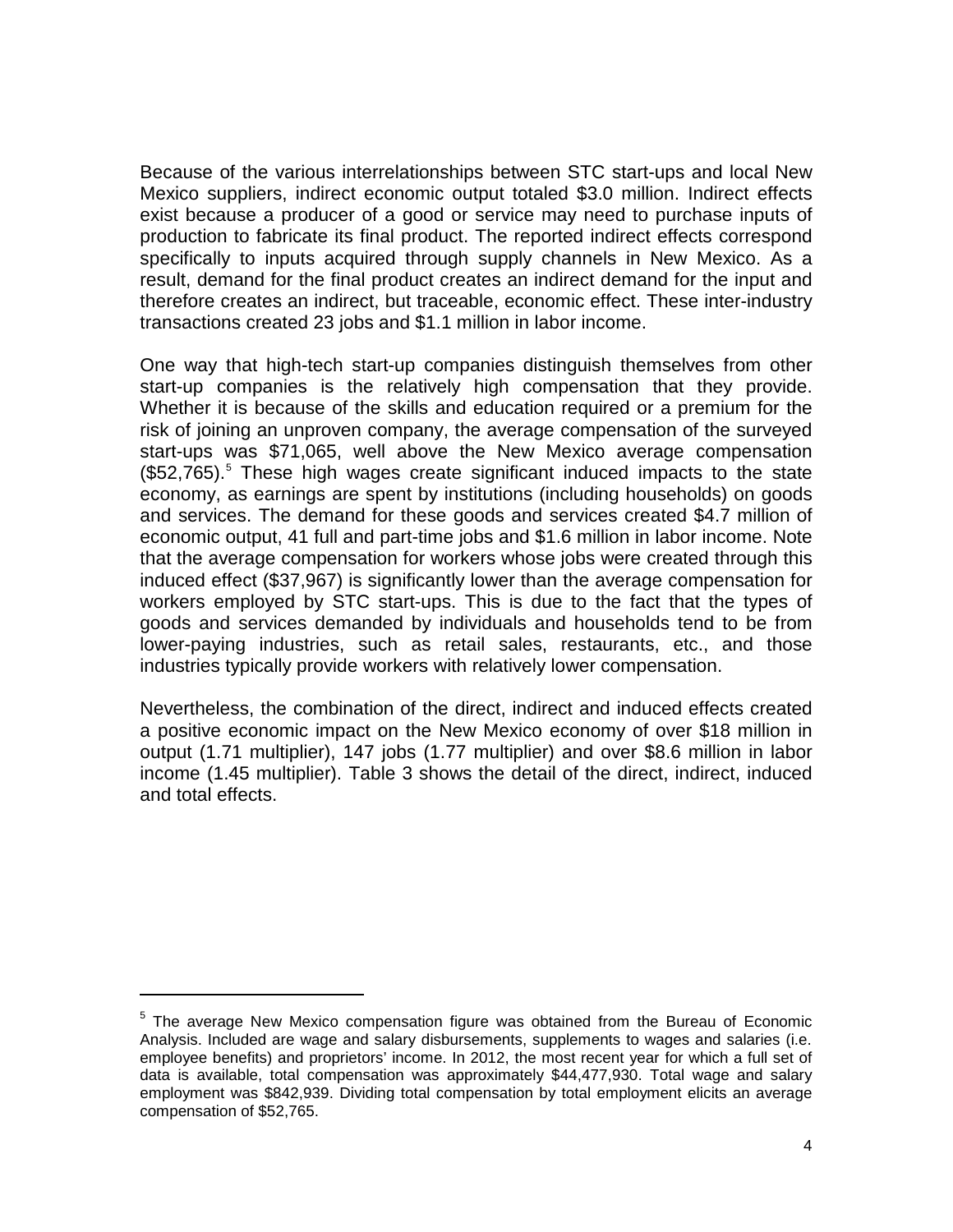Because of the various interrelationships between STC start-ups and local New Mexico suppliers, indirect economic output totaled \$3.0 million. Indirect effects exist because a producer of a good or service may need to purchase inputs of production to fabricate its final product. The reported indirect effects correspond specifically to inputs acquired through supply channels in New Mexico. As a result, demand for the final product creates an indirect demand for the input and therefore creates an indirect, but traceable, economic effect. These inter-industry transactions created 23 jobs and \$1.1 million in labor income.

One way that high-tech start-up companies distinguish themselves from other start-up companies is the relatively high compensation that they provide. Whether it is because of the skills and education required or a premium for the risk of joining an unproven company, the average compensation of the surveyed start-ups was \$71,065, well above the New Mexico average compensation (\$52,765).[5] These high wages create significant induced impacts to the state economy, as earnings are spent by institutions (including households) on goods and services. The demand for these goods and services created \$4.7 million of economic output, 41 full and part-time jobs and \$1.6 million in labor income. Note that the average compensation for workers whose jobs were created through this induced effect (\$37,967) is significantly lower than the average compensation for workers employed by STC start-ups. This is due to the fact that the types of goods and services demanded by individuals and households tend to be from lower-paying industries, such as retail sales, restaurants, etc., and those industries typically provide workers with relatively lower compensation.

Nevertheless, the combination of the direct, indirect and induced effects created a positive economic impact on the New Mexico economy of over \$18 million in output (1.71 multiplier), 147 jobs (1.77 multiplier) and over \$8.6 million in labor income (1.45 multiplier). Table 3 shows the detail of the direct, indirect, induced and total effects.

---

[5] The average New Mexico compensation figure was obtained from the Bureau of Economic Analysis. Included are wage and salary disbursements, supplements to wages and salaries (i.e. employee benefits) and proprietors' income. In 2012, the most recent year for which a full set of data is available, total compensation was approximately \$44,477,930. Total wage and salary employment was \$842,939. Dividing total compensation by total employment elicits an average compensation of \$52,765.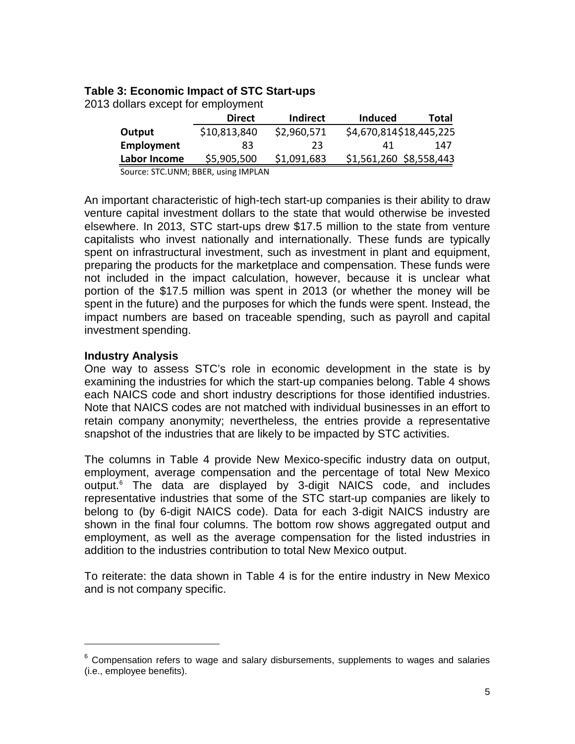**Table 3: Economic Impact of STC Start-ups**

2013 dollars except for employment

| | Direct | Indirect | Induced | Total |
|---|---|---|---|---|
| **Output** | $10,813,840 | $2,960,571 | $4,670,814 | $18,445,225 |
| **Employment** | 83 | 23 | 41 | 147 |
| **Labor Income** | $5,905,500 | $1,091,683 | $1,561,260 | $8,558,443 |

Source: STC.UNM; BBER, using IMPLAN

An important characteristic of high-tech start-up companies is their ability to draw venture capital investment dollars to the state that would otherwise be invested elsewhere. In 2013, STC start-ups drew $17.5 million to the state from venture capitalists who invest nationally and internationally. These funds are typically spent on infrastructural investment, such as investment in plant and equipment, preparing the products for the marketplace and compensation. These funds were not included in the impact calculation, however, because it is unclear what portion of the $17.5 million was spent in 2013 (or whether the money will be spent in the future) and the purposes for which the funds were spent. Instead, the impact numbers are based on traceable spending, such as payroll and capital investment spending.

### Industry Analysis

One way to assess STC's role in economic development in the state is by examining the industries for which the start-up companies belong. Table 4 shows each NAICS code and short industry descriptions for those identified industries. Note that NAICS codes are not matched with individual businesses in an effort to retain company anonymity; nevertheless, the entries provide a representative snapshot of the industries that are likely to be impacted by STC activities.

The columns in Table 4 provide New Mexico-specific industry data on output, employment, average compensation and the percentage of total New Mexico output.[6] The data are displayed by 3-digit NAICS code, and includes representative industries that some of the STC start-up companies are likely to belong to (by 6-digit NAICS code). Data for each 3-digit NAICS industry are shown in the final four columns. The bottom row shows aggregated output and employment, as well as the average compensation for the listed industries in addition to the industries contribution to total New Mexico output.

To reiterate: the data shown in Table 4 is for the entire industry in New Mexico and is not company specific.

---

[6] Compensation refers to wage and salary disbursements, supplements to wages and salaries (i.e., employee benefits).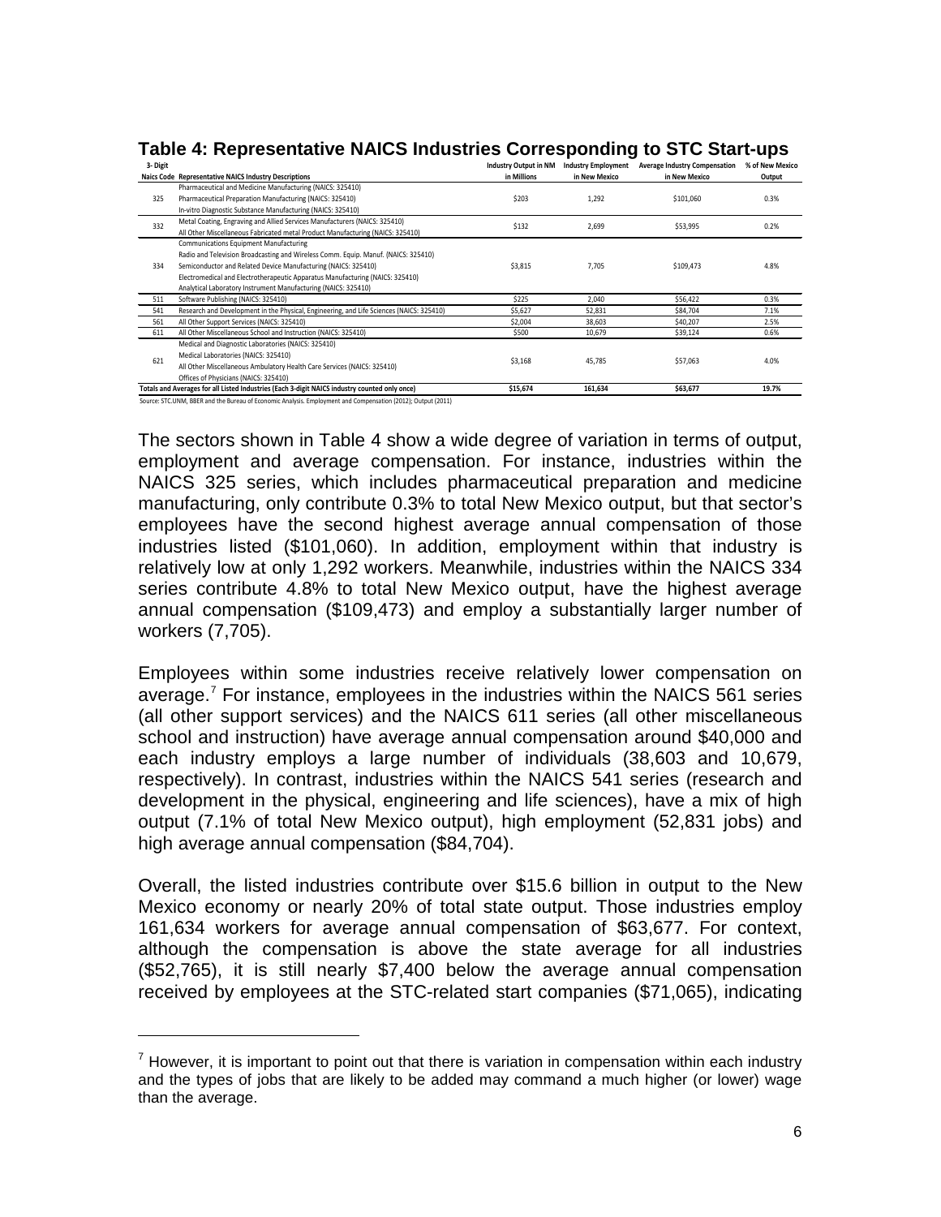## Table 4: Representative NAICS Industries Corresponding to STC Start-ups

| 3-Digit Naics Code | Representative NAICS Industry Descriptions | Industry Output in NM in Millions | Industry Employment in New Mexico | Average Industry Compensation in New Mexico | % of New Mexico Output |
|---|---|---|---|---|---|
| 325 | Pharmaceutical and Medicine Manufacturing (NAICS: 325410)<br>Pharmaceutical Preparation Manufacturing (NAICS: 325410)<br>In-vitro Diagnostic Substance Manufacturing (NAICS: 325410) | $203 | 1,292 | $101,060 | 0.3% |
| 332 | Metal Coating, Engraving and Allied Services Manufacturers (NAICS: 325410)<br>All Other Miscellaneous Fabricated metal Product Manufacturing (NAICS: 325410) | $132 | 2,699 | $53,995 | 0.2% |
| 334 | Communications Equipment Manufacturing<br>Radio and Television Broadcasting and Wireless Comm. Equip. Manuf. (NAICS: 325410)<br>Semiconductor and Related Device Manufacturing (NAICS: 325410)<br>Electromedical and Electrotherapeutic Apparatus Manufacturing (NAICS: 325410)<br>Analytical Laboratory Instrument Manufacturing (NAICS: 325410) | $3,815 | 7,705 | $109,473 | 4.8% |
| 511 | Software Publishing (NAICS: 325410) | $225 | 2,040 | $56,422 | 0.3% |
| 541 | Research and Development in the Physical, Engineering, and Life Sciences (NAICS: 325410) | $5,627 | 52,831 | $84,704 | 7.1% |
| 561 | All Other Support Services (NAICS: 325410) | $2,004 | 38,603 | $40,207 | 2.5% |
| 611 | All Other Miscellaneous School and Instruction (NAICS: 325410) | $500 | 10,679 | $39,124 | 0.6% |
| 621 | Medical and Diagnostic Laboratories (NAICS: 325410)<br>Medical Laboratories (NAICS: 325410)<br>All Other Miscellaneous Ambulatory Health Care Services (NAICS: 325410)<br>Offices of Physicians (NAICS: 325410) | $3,168 | 45,785 | $57,063 | 4.0% |
| **Totals and Averages for all Listed Industries (Each 3-digit NAICS industry counted only once)** | | **$15,674** | **161,634** | **$63,677** | **19.7%** |

Source: STC.UNM, BBER and the Bureau of Economic Analysis. Employment and Compensation (2012); Output (2011)

The sectors shown in Table 4 show a wide degree of variation in terms of output, employment and average compensation. For instance, industries within the NAICS 325 series, which includes pharmaceutical preparation and medicine manufacturing, only contribute 0.3% to total New Mexico output, but that sector's employees have the second highest average annual compensation of those industries listed ($101,060). In addition, employment within that industry is relatively low at only 1,292 workers. Meanwhile, industries within the NAICS 334 series contribute 4.8% to total New Mexico output, have the highest average annual compensation ($109,473) and employ a substantially larger number of workers (7,705).

Employees within some industries receive relatively lower compensation on average.[7] For instance, employees in the industries within the NAICS 561 series (all other support services) and the NAICS 611 series (all other miscellaneous school and instruction) have average annual compensation around $40,000 and each industry employs a large number of individuals (38,603 and 10,679, respectively). In contrast, industries within the NAICS 541 series (research and development in the physical, engineering and life sciences), have a mix of high output (7.1% of total New Mexico output), high employment (52,831 jobs) and high average annual compensation ($84,704).

Overall, the listed industries contribute over $15.6 billion in output to the New Mexico economy or nearly 20% of total state output. Those industries employ 161,634 workers for average annual compensation of $63,677. For context, although the compensation is above the state average for all industries ($52,765), it is still nearly $7,400 below the average annual compensation received by employees at the STC-related start companies ($71,065), indicating

[7] However, it is important to point out that there is variation in compensation within each industry and the types of jobs that are likely to be added may command a much higher (or lower) wage than the average.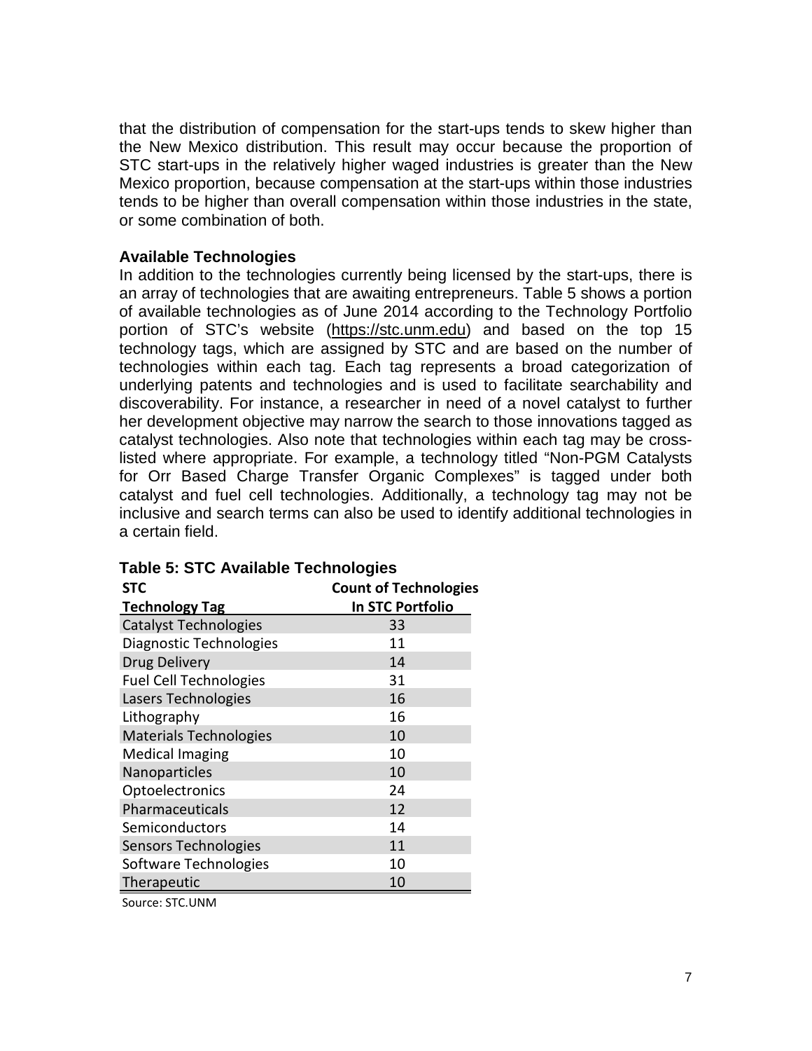that the distribution of compensation for the start-ups tends to skew higher than the New Mexico distribution. This result may occur because the proportion of STC start-ups in the relatively higher waged industries is greater than the New Mexico proportion, because compensation at the start-ups within those industries tends to be higher than overall compensation within those industries in the state, or some combination of both.

### Available Technologies

In addition to the technologies currently being licensed by the start-ups, there is an array of technologies that are awaiting entrepreneurs. Table 5 shows a portion of available technologies as of June 2014 according to the Technology Portfolio portion of STC's website (https://stc.unm.edu) and based on the top 15 technology tags, which are assigned by STC and are based on the number of technologies within each tag. Each tag represents a broad categorization of underlying patents and technologies and is used to facilitate searchability and discoverability. For instance, a researcher in need of a novel catalyst to further her development objective may narrow the search to those innovations tagged as catalyst technologies. Also note that technologies within each tag may be cross-listed where appropriate. For example, a technology titled "Non-PGM Catalysts for Orr Based Charge Transfer Organic Complexes" is tagged under both catalyst and fuel cell technologies. Additionally, a technology tag may not be inclusive and search terms can also be used to identify additional technologies in a certain field.

**Table 5: STC Available Technologies**

| STC Technology Tag | Count of Technologies In STC Portfolio |
|---|---|
| Catalyst Technologies | 33 |
| Diagnostic Technologies | 11 |
| Drug Delivery | 14 |
| Fuel Cell Technologies | 31 |
| Lasers Technologies | 16 |
| Lithography | 16 |
| Materials Technologies | 10 |
| Medical Imaging | 10 |
| Nanoparticles | 10 |
| Optoelectronics | 24 |
| Pharmaceuticals | 12 |
| Semiconductors | 14 |
| Sensors Technologies | 11 |
| Software Technologies | 10 |
| Therapeutic | 10 |

Source: STC.UNM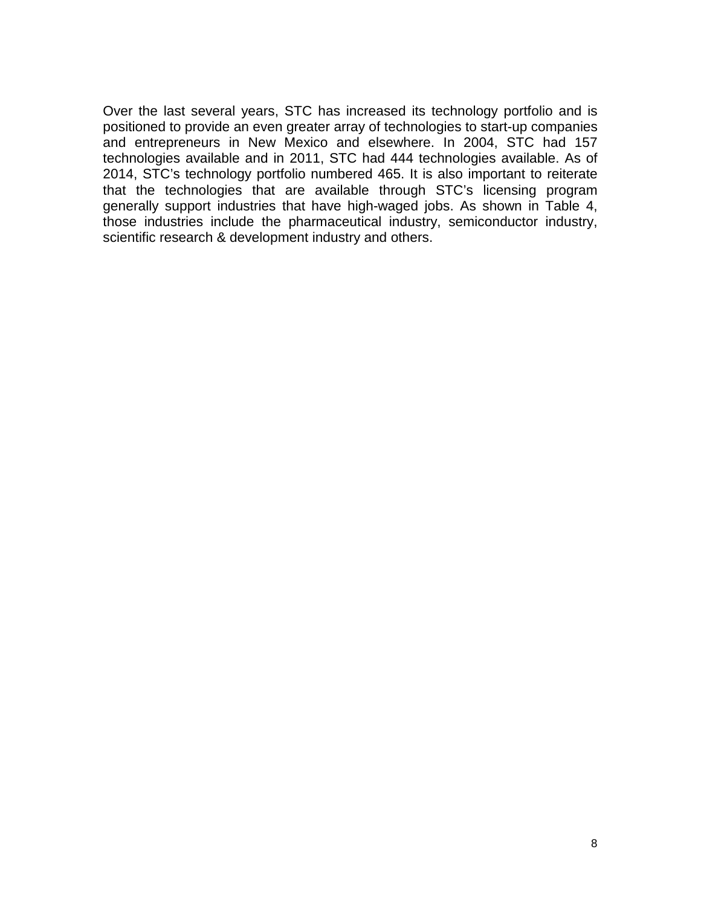Over the last several years, STC has increased its technology portfolio and is positioned to provide an even greater array of technologies to start-up companies and entrepreneurs in New Mexico and elsewhere. In 2004, STC had 157 technologies available and in 2011, STC had 444 technologies available. As of 2014, STC's technology portfolio numbered 465. It is also important to reiterate that the technologies that are available through STC's licensing program generally support industries that have high-waged jobs. As shown in Table 4, those industries include the pharmaceutical industry, semiconductor industry, scientific research & development industry and others.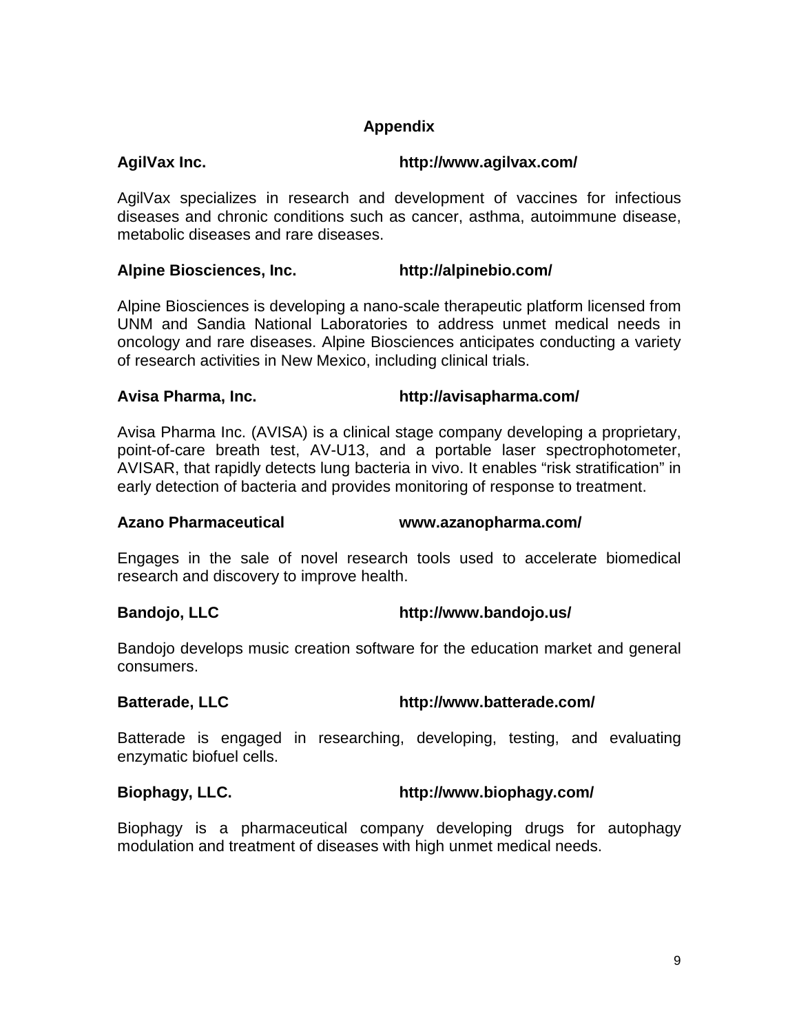## Appendix

**AgilVax Inc.** **http://www.agilvax.com/**

AgilVax specializes in research and development of vaccines for infectious diseases and chronic conditions such as cancer, asthma, autoimmune disease, metabolic diseases and rare diseases.

**Alpine Biosciences, Inc.** **http://alpinebio.com/**

Alpine Biosciences is developing a nano-scale therapeutic platform licensed from UNM and Sandia National Laboratories to address unmet medical needs in oncology and rare diseases. Alpine Biosciences anticipates conducting a variety of research activities in New Mexico, including clinical trials.

**Avisa Pharma, Inc.** **http://avisapharma.com/**

Avisa Pharma Inc. (AVISA) is a clinical stage company developing a proprietary, point-of-care breath test, AV-U13, and a portable laser spectrophotometer, AVISAR, that rapidly detects lung bacteria in vivo. It enables “risk stratification” in early detection of bacteria and provides monitoring of response to treatment.

**Azano Pharmaceutical** **www.azanopharma.com/**

Engages in the sale of novel research tools used to accelerate biomedical research and discovery to improve health.

**Bandojo, LLC** **http://www.bandojo.us/**

Bandojo develops music creation software for the education market and general consumers.

**Batterade, LLC** **http://www.batterade.com/**

Batterade is engaged in researching, developing, testing, and evaluating enzymatic biofuel cells.

**Biophagy, LLC.** **http://www.biophagy.com/**

Biophagy is a pharmaceutical company developing drugs for autophagy modulation and treatment of diseases with high unmet medical needs.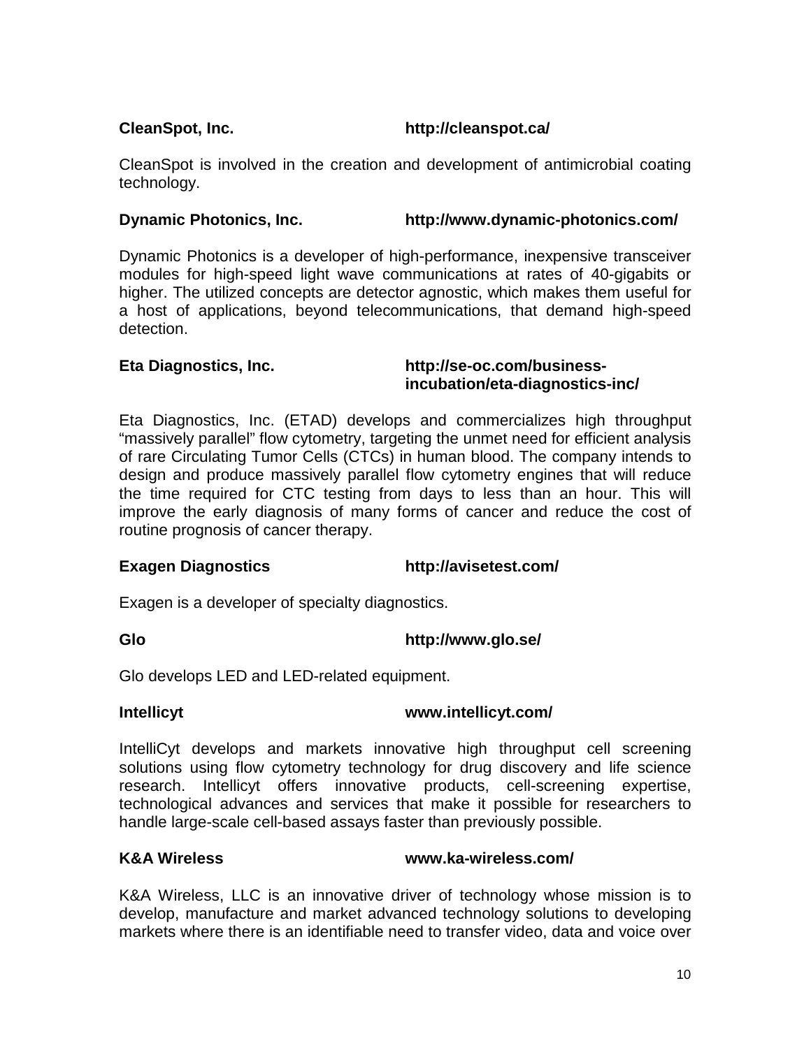**CleanSpot, Inc.** **http://cleanspot.ca/**

CleanSpot is involved in the creation and development of antimicrobial coating technology.

**Dynamic Photonics, Inc.** **http://www.dynamic-photonics.com/**

Dynamic Photonics is a developer of high-performance, inexpensive transceiver modules for high-speed light wave communications at rates of 40-gigabits or higher. The utilized concepts are detector agnostic, which makes them useful for a host of applications, beyond telecommunications, that demand high-speed detection.

**Eta Diagnostics, Inc.** **http://se-oc.com/business-incubation/eta-diagnostics-inc/**

Eta Diagnostics, Inc. (ETAD) develops and commercializes high throughput "massively parallel" flow cytometry, targeting the unmet need for efficient analysis of rare Circulating Tumor Cells (CTCs) in human blood. The company intends to design and produce massively parallel flow cytometry engines that will reduce the time required for CTC testing from days to less than an hour. This will improve the early diagnosis of many forms of cancer and reduce the cost of routine prognosis of cancer therapy.

**Exagen Diagnostics** **http://avisetest.com/**

Exagen is a developer of specialty diagnostics.

**Glo** **http://www.glo.se/**

Glo develops LED and LED-related equipment.

**Intellicyt** **www.intellicyt.com/**

IntelliCyt develops and markets innovative high throughput cell screening solutions using flow cytometry technology for drug discovery and life science research. Intellicyt offers innovative products, cell-screening expertise, technological advances and services that make it possible for researchers to handle large-scale cell-based assays faster than previously possible.

**K&A Wireless** **www.ka-wireless.com/**

K&A Wireless, LLC is an innovative driver of technology whose mission is to develop, manufacture and market advanced technology solutions to developing markets where there is an identifiable need to transfer video, data and voice over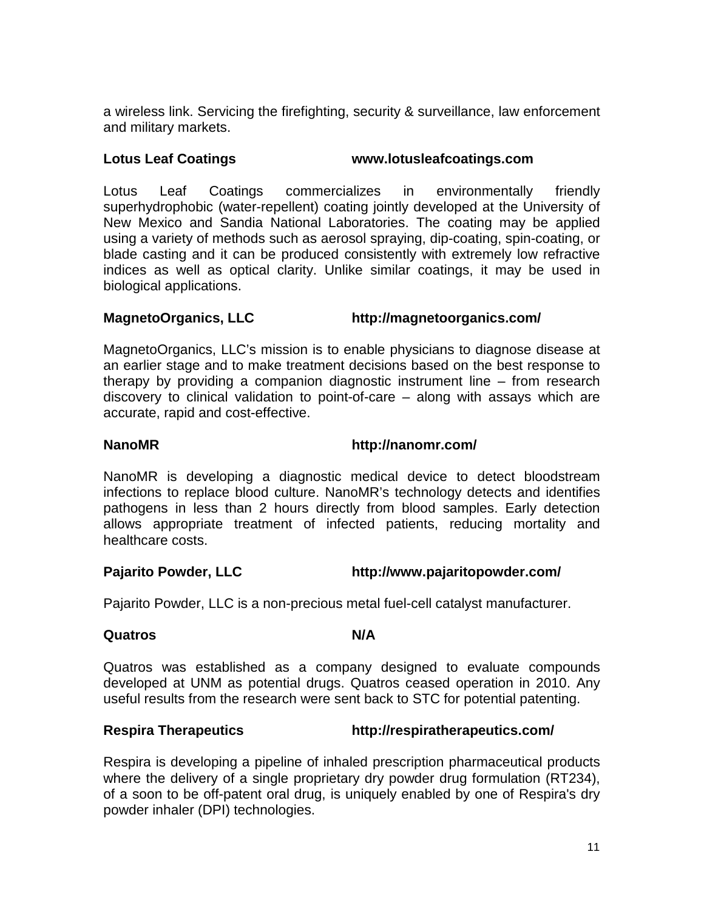a wireless link. Servicing the firefighting, security & surveillance, law enforcement and military markets.

**Lotus Leaf Coatings www.lotusleafcoatings.com**

Lotus Leaf Coatings commercializes in environmentally friendly superhydrophobic (water-repellent) coating jointly developed at the University of New Mexico and Sandia National Laboratories. The coating may be applied using a variety of methods such as aerosol spraying, dip-coating, spin-coating, or blade casting and it can be produced consistently with extremely low refractive indices as well as optical clarity. Unlike similar coatings, it may be used in biological applications.

**MagnetoOrganics, LLC http://magnetoorganics.com/**

MagnetoOrganics, LLC's mission is to enable physicians to diagnose disease at an earlier stage and to make treatment decisions based on the best response to therapy by providing a companion diagnostic instrument line – from research discovery to clinical validation to point-of-care – along with assays which are accurate, rapid and cost-effective.

**NanoMR http://nanomr.com/**

NanoMR is developing a diagnostic medical device to detect bloodstream infections to replace blood culture. NanoMR's technology detects and identifies pathogens in less than 2 hours directly from blood samples. Early detection allows appropriate treatment of infected patients, reducing mortality and healthcare costs.

**Pajarito Powder, LLC http://www.pajaritopowder.com/**

Pajarito Powder, LLC is a non-precious metal fuel-cell catalyst manufacturer.

**Quatros N/A**

Quatros was established as a company designed to evaluate compounds developed at UNM as potential drugs. Quatros ceased operation in 2010. Any useful results from the research were sent back to STC for potential patenting.

**Respira Therapeutics http://respiratherapeutics.com/**

Respira is developing a pipeline of inhaled prescription pharmaceutical products where the delivery of a single proprietary dry powder drug formulation (RT234), of a soon to be off-patent oral drug, is uniquely enabled by one of Respira's dry powder inhaler (DPI) technologies.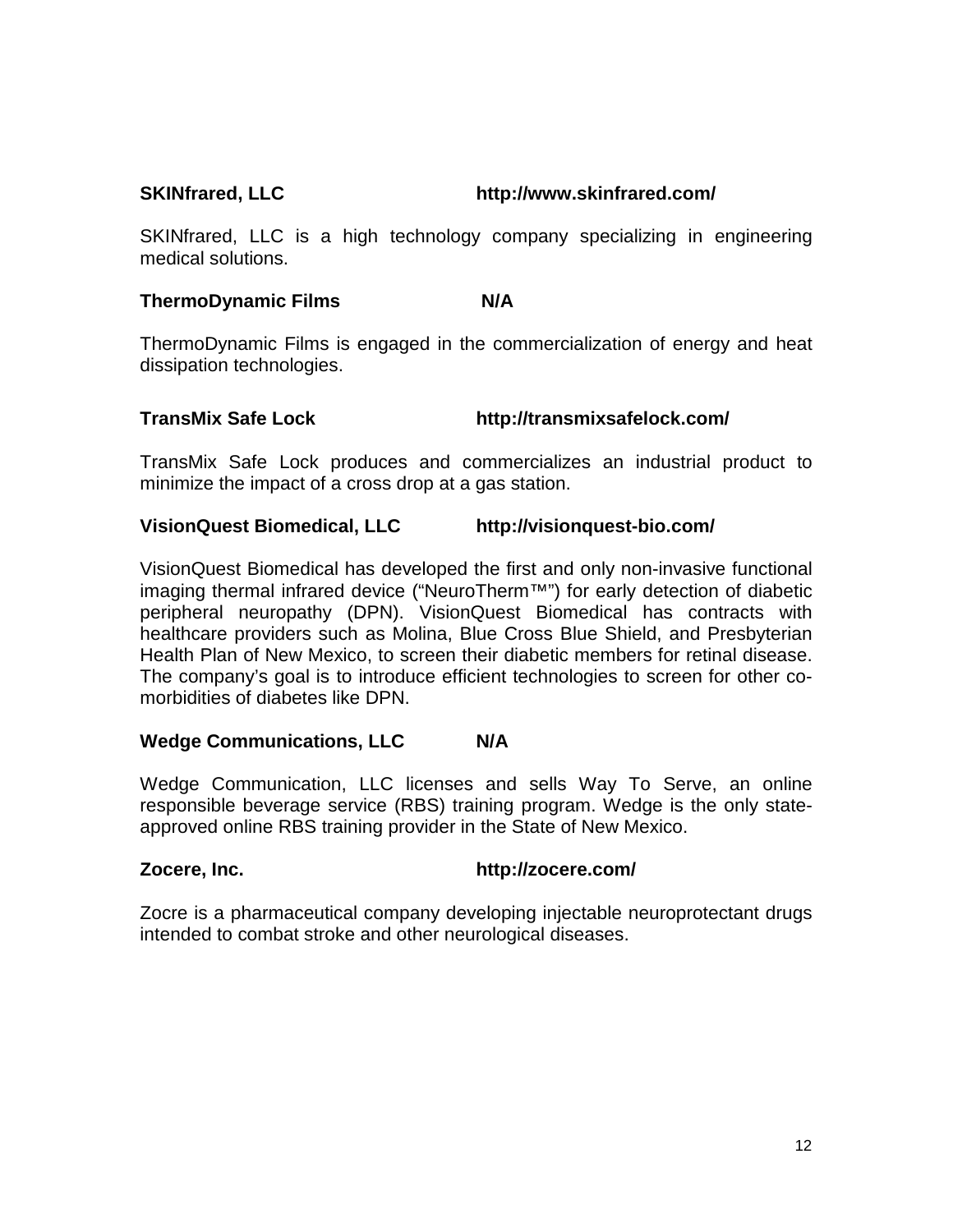**SKINfrared, LLC** http://www.skinfrared.com/

SKINfrared, LLC is a high technology company specializing in engineering medical solutions.

**ThermoDynamic Films** **N/A**

ThermoDynamic Films is engaged in the commercialization of energy and heat dissipation technologies.

**TransMix Safe Lock** http://transmixsafelock.com/

TransMix Safe Lock produces and commercializes an industrial product to minimize the impact of a cross drop at a gas station.

**VisionQuest Biomedical, LLC** http://visionquest-bio.com/

VisionQuest Biomedical has developed the first and only non-invasive functional imaging thermal infrared device ("NeuroTherm™") for early detection of diabetic peripheral neuropathy (DPN). VisionQuest Biomedical has contracts with healthcare providers such as Molina, Blue Cross Blue Shield, and Presbyterian Health Plan of New Mexico, to screen their diabetic members for retinal disease. The company's goal is to introduce efficient technologies to screen for other co-morbidities of diabetes like DPN.

**Wedge Communications, LLC** **N/A**

Wedge Communication, LLC licenses and sells Way To Serve, an online responsible beverage service (RBS) training program. Wedge is the only state-approved online RBS training provider in the State of New Mexico.

**Zocere, Inc.** http://zocere.com/

Zocre is a pharmaceutical company developing injectable neuroprotectant drugs intended to combat stroke and other neurological diseases.